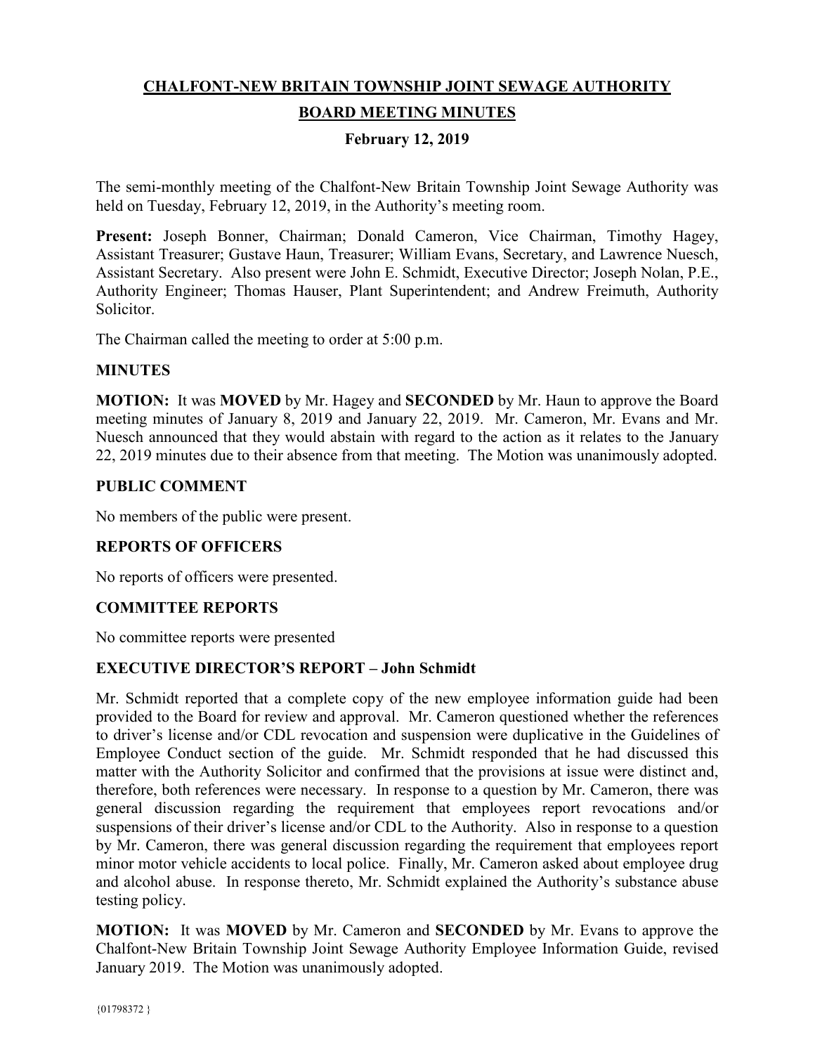# CHALFONT-NEW BRITAIN TOWNSHIP JOINT SEWAGE AUTHORITY

## BOARD MEETING MINUTES

### February 12, 2019

The semi-monthly meeting of the Chalfont-New Britain Township Joint Sewage Authority was held on Tuesday, February 12, 2019, in the Authority's meeting room.

**Present:** Joseph Bonner, Chairman; Donald Cameron, Vice Chairman, Timothy Hagey, Assistant Treasurer; Gustave Haun, Treasurer; William Evans, Secretary, and Lawrence Nuesch, Assistant Secretary. Also present were John E. Schmidt, Executive Director; Joseph Nolan, P.E., Authority Engineer; Thomas Hauser, Plant Superintendent; and Andrew Freimuth, Authority Solicitor.

The Chairman called the meeting to order at 5:00 p.m.

### MINUTES

**MOTION:** It was **MOVED** by Mr. Hagey and **SECONDED** by Mr. Haun to approve the Board meeting minutes of January 8, 2019 and January 22, 2019. Mr. Cameron, Mr. Evans and Mr. Nuesch announced that they would abstain with regard to the action as it relates to the January 22, 2019 minutes due to their absence from that meeting. The Motion was unanimously adopted.

### PUBLIC COMMENT

No members of the public were present.

### REPORTS OF OFFICERS

No reports of officers were presented.

### COMMITTEE REPORTS

No committee reports were presented

### EXECUTIVE DIRECTOR'S REPORT – John Schmidt

Mr. Schmidt reported that a complete copy of the new employee information guide had been provided to the Board for review and approval. Mr. Cameron questioned whether the references to driver's license and/or CDL revocation and suspension were duplicative in the Guidelines of Employee Conduct section of the guide. Mr. Schmidt responded that he had discussed this matter with the Authority Solicitor and confirmed that the provisions at issue were distinct and, therefore, both references were necessary. In response to a question by Mr. Cameron, there was general discussion regarding the requirement that employees report revocations and/or suspensions of their driver's license and/or CDL to the Authority. Also in response to a question by Mr. Cameron, there was general discussion regarding the requirement that employees report minor motor vehicle accidents to local police. Finally, Mr. Cameron asked about employee drug and alcohol abuse. In response thereto, Mr. Schmidt explained the Authority's substance abuse testing policy.

**MOTION:** It was **MOVED** by Mr. Cameron and **SECONDED** by Mr. Evans to approve the Chalfont-New Britain Township Joint Sewage Authority Employee Information Guide, revised January 2019. The Motion was unanimously adopted.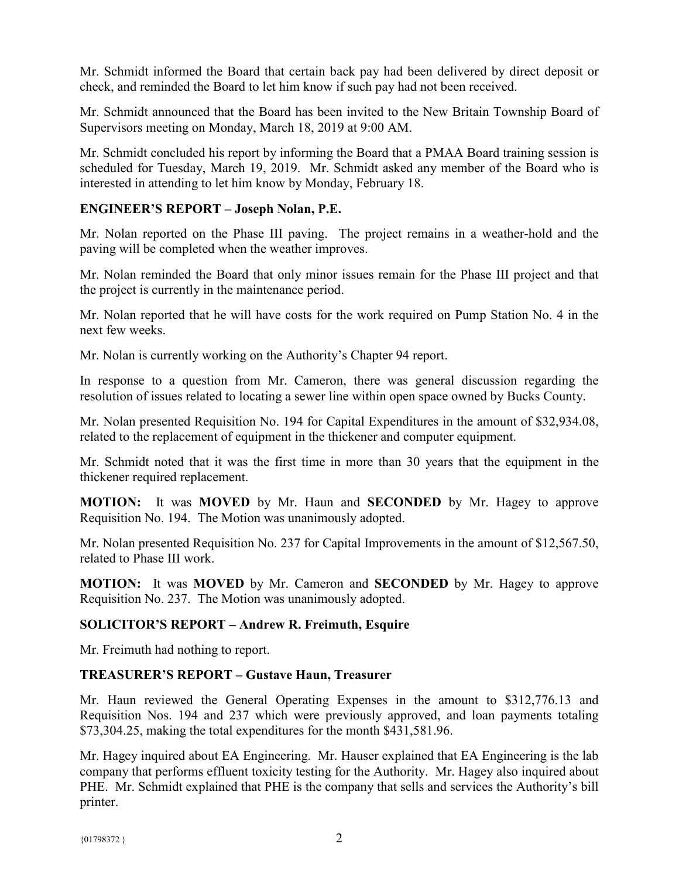Mr. Schmidt informed the Board that certain back pay had been delivered by direct deposit or check, and reminded the Board to let him know if such pay had not been received.

Mr. Schmidt announced that the Board has been invited to the New Britain Township Board of Supervisors meeting on Monday, March 18, 2019 at 9:00 AM.

Mr. Schmidt concluded his report by informing the Board that a PMAA Board training session is scheduled for Tuesday, March 19, 2019. Mr. Schmidt asked any member of the Board who is interested in attending to let him know by Monday, February 18.

## ENGINEER'S REPORT – Joseph Nolan, P.E.

Mr. Nolan reported on the Phase III paving. The project remains in a weather-hold and the paving will be completed when the weather improves.

Mr. Nolan reminded the Board that only minor issues remain for the Phase III project and that the project is currently in the maintenance period.

Mr. Nolan reported that he will have costs for the work required on Pump Station No. 4 in the next few weeks.

Mr. Nolan is currently working on the Authority's Chapter 94 report.

In response to a question from Mr. Cameron, there was general discussion regarding the resolution of issues related to locating a sewer line within open space owned by Bucks County.

Mr. Nolan presented Requisition No. 194 for Capital Expenditures in the amount of $32,934.08, related to the replacement of equipment in the thickener and computer equipment.

Mr. Schmidt noted that it was the first time in more than 30 years that the equipment in the thickener required replacement.

**MOTION:** It was **MOVED** by Mr. Haun and **SECONDED** by Mr. Hagey to approve Requisition No. 194. The Motion was unanimously adopted.

Mr. Nolan presented Requisition No. 237 for Capital Improvements in the amount of $12,567.50, related to Phase III work.

**MOTION:** It was **MOVED** by Mr. Cameron and **SECONDED** by Mr. Hagey to approve Requisition No. 237. The Motion was unanimously adopted.

## SOLICITOR'S REPORT – Andrew R. Freimuth, Esquire

Mr. Freimuth had nothing to report.

## TREASURER'S REPORT – Gustave Haun, Treasurer

Mr. Haun reviewed the General Operating Expenses in the amount to $312,776.13 and Requisition Nos. 194 and 237 which were previously approved, and loan payments totaling $73,304.25, making the total expenditures for the month $431,581.96.

Mr. Hagey inquired about EA Engineering. Mr. Hauser explained that EA Engineering is the lab company that performs effluent toxicity testing for the Authority. Mr. Hagey also inquired about PHE. Mr. Schmidt explained that PHE is the company that sells and services the Authority's bill printer.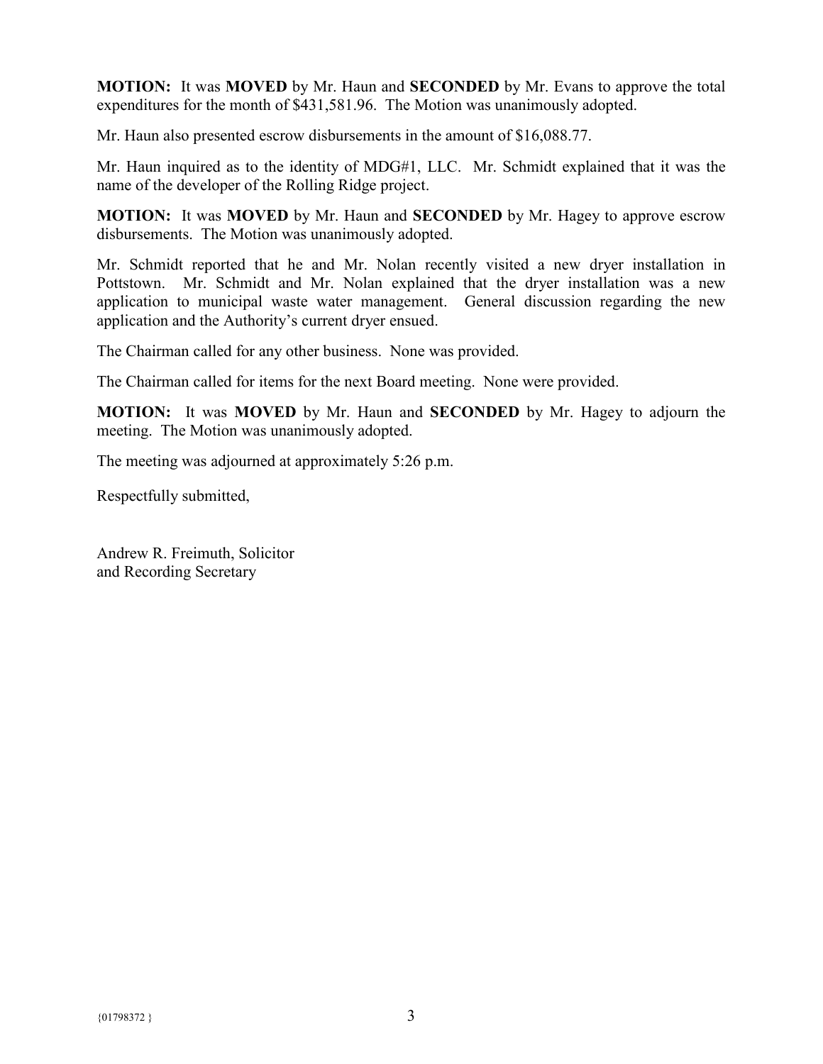**MOTION:** It was **MOVED** by Mr. Haun and **SECONDED** by Mr. Evans to approve the total expenditures for the month of $431,581.96. The Motion was unanimously adopted.

Mr. Haun also presented escrow disbursements in the amount of $16,088.77.

Mr. Haun inquired as to the identity of MDG#1, LLC. Mr. Schmidt explained that it was the name of the developer of the Rolling Ridge project.

**MOTION:** It was **MOVED** by Mr. Haun and **SECONDED** by Mr. Hagey to approve escrow disbursements. The Motion was unanimously adopted.

Mr. Schmidt reported that he and Mr. Nolan recently visited a new dryer installation in Pottstown. Mr. Schmidt and Mr. Nolan explained that the dryer installation was a new application to municipal waste water management. General discussion regarding the new application and the Authority's current dryer ensued.

The Chairman called for any other business. None was provided.

The Chairman called for items for the next Board meeting. None were provided.

**MOTION:** It was **MOVED** by Mr. Haun and **SECONDED** by Mr. Hagey to adjourn the meeting. The Motion was unanimously adopted.

The meeting was adjourned at approximately 5:26 p.m.

Respectfully submitted,

Andrew R. Freimuth, Solicitor
and Recording Secretary

{01798372 }